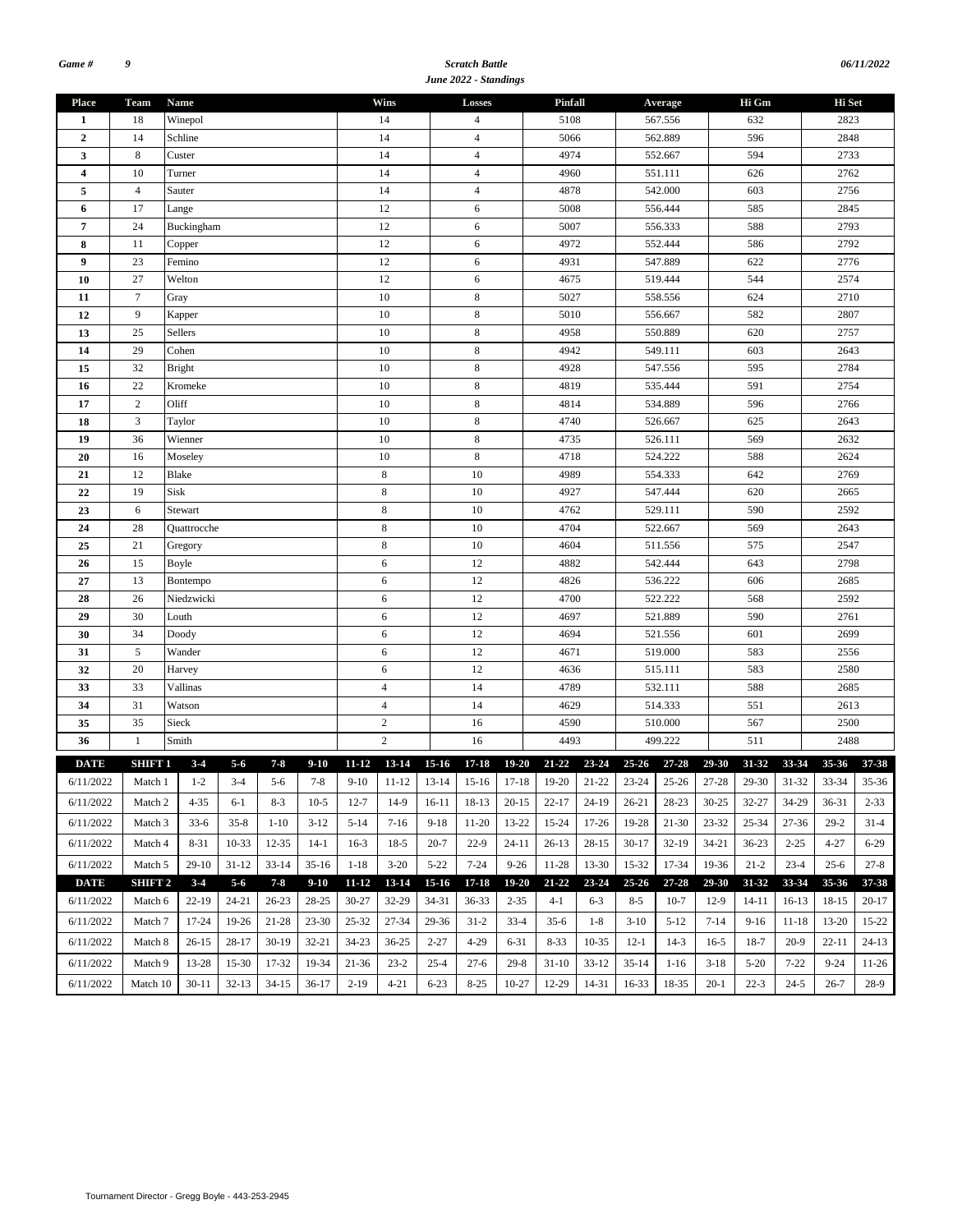*Game #* *9*

***Scratch Battle***
***June 2022 - Standings***

*06/11/2022*

| Place | Team | Name | Wins | Losses | Pinfall | Average | Hi Gm | Hi Set |
|---|---|---|---|---|---|---|---|---|
| **1** | 18 | Winepol | 14 | 4 | 5108 | 567.556 | 632 | 2823 |
| **2** | 14 | Schline | 14 | 4 | 5066 | 562.889 | 596 | 2848 |
| **3** | 8 | Custer | 14 | 4 | 4974 | 552.667 | 594 | 2733 |
| **4** | 10 | Turner | 14 | 4 | 4960 | 551.111 | 626 | 2762 |
| **5** | 4 | Sauter | 14 | 4 | 4878 | 542.000 | 603 | 2756 |
| **6** | 17 | Lange | 12 | 6 | 5008 | 556.444 | 585 | 2845 |
| **7** | 24 | Buckingham | 12 | 6 | 5007 | 556.333 | 588 | 2793 |
| **8** | 11 | Copper | 12 | 6 | 4972 | 552.444 | 586 | 2792 |
| **9** | 23 | Femino | 12 | 6 | 4931 | 547.889 | 622 | 2776 |
| **10** | 27 | Welton | 12 | 6 | 4675 | 519.444 | 544 | 2574 |
| **11** | 7 | Gray | 10 | 8 | 5027 | 558.556 | 624 | 2710 |
| **12** | 9 | Kapper | 10 | 8 | 5010 | 556.667 | 582 | 2807 |
| **13** | 25 | Sellers | 10 | 8 | 4958 | 550.889 | 620 | 2757 |
| **14** | 29 | Cohen | 10 | 8 | 4942 | 549.111 | 603 | 2643 |
| **15** | 32 | Bright | 10 | 8 | 4928 | 547.556 | 595 | 2784 |
| **16** | 22 | Kromeke | 10 | 8 | 4819 | 535.444 | 591 | 2754 |
| **17** | 2 | Oliff | 10 | 8 | 4814 | 534.889 | 596 | 2766 |
| **18** | 3 | Taylor | 10 | 8 | 4740 | 526.667 | 625 | 2643 |
| **19** | 36 | Wienner | 10 | 8 | 4735 | 526.111 | 569 | 2632 |
| **20** | 16 | Moseley | 10 | 8 | 4718 | 524.222 | 588 | 2624 |
| **21** | 12 | Blake | 8 | 10 | 4989 | 554.333 | 642 | 2769 |
| **22** | 19 | Sisk | 8 | 10 | 4927 | 547.444 | 620 | 2665 |
| **23** | 6 | Stewart | 8 | 10 | 4762 | 529.111 | 590 | 2592 |
| **24** | 28 | Quattrocche | 8 | 10 | 4704 | 522.667 | 569 | 2643 |
| **25** | 21 | Gregory | 8 | 10 | 4604 | 511.556 | 575 | 2547 |
| **26** | 15 | Boyle | 6 | 12 | 4882 | 542.444 | 643 | 2798 |
| **27** | 13 | Bontempo | 6 | 12 | 4826 | 536.222 | 606 | 2685 |
| **28** | 26 | Niedzwicki | 6 | 12 | 4700 | 522.222 | 568 | 2592 |
| **29** | 30 | Louth | 6 | 12 | 4697 | 521.889 | 590 | 2761 |
| **30** | 34 | Doody | 6 | 12 | 4694 | 521.556 | 601 | 2699 |
| **31** | 5 | Wander | 6 | 12 | 4671 | 519.000 | 583 | 2556 |
| **32** | 20 | Harvey | 6 | 12 | 4636 | 515.111 | 583 | 2580 |
| **33** | 33 | Vallinas | 4 | 14 | 4789 | 532.111 | 588 | 2685 |
| **34** | 31 | Watson | 4 | 14 | 4629 | 514.333 | 551 | 2613 |
| **35** | 35 | Sieck | 2 | 16 | 4590 | 510.000 | 567 | 2500 |
| **36** | 1 | Smith | 2 | 16 | 4493 | 499.222 | 511 | 2488 |

| DATE | SHIFT 1 | 3-4 | 5-6 | 7-8 | 9-10 | 11-12 | 13-14 | 15-16 | 17-18 | 19-20 | 21-22 | 23-24 | 25-26 | 27-28 | 29-30 | 31-32 | 33-34 | 35-36 | 37-38 |
|---|---|---|---|---|---|---|---|---|---|---|---|---|---|---|---|---|---|---|---|
| 6/11/2022 | Match 1 | 1-2 | 3-4 | 5-6 | 7-8 | 9-10 | 11-12 | 13-14 | 15-16 | 17-18 | 19-20 | 21-22 | 23-24 | 25-26 | 27-28 | 29-30 | 31-32 | 33-34 | 35-36 |
| 6/11/2022 | Match 2 | 4-35 | 6-1 | 8-3 | 10-5 | 12-7 | 14-9 | 16-11 | 18-13 | 20-15 | 22-17 | 24-19 | 26-21 | 28-23 | 30-25 | 32-27 | 34-29 | 36-31 | 2-33 |
| 6/11/2022 | Match 3 | 33-6 | 35-8 | 1-10 | 3-12 | 5-14 | 7-16 | 9-18 | 11-20 | 13-22 | 15-24 | 17-26 | 19-28 | 21-30 | 23-32 | 25-34 | 27-36 | 29-2 | 31-4 |
| 6/11/2022 | Match 4 | 8-31 | 10-33 | 12-35 | 14-1 | 16-3 | 18-5 | 20-7 | 22-9 | 24-11 | 26-13 | 28-15 | 30-17 | 32-19 | 34-21 | 36-23 | 2-25 | 4-27 | 6-29 |
| 6/11/2022 | Match 5 | 29-10 | 31-12 | 33-14 | 35-16 | 1-18 | 3-20 | 5-22 | 7-24 | 9-26 | 11-28 | 13-30 | 15-32 | 17-34 | 19-36 | 21-2 | 23-4 | 25-6 | 27-8 |
| **DATE** | **SHIFT 2** | **3-4** | **5-6** | **7-8** | **9-10** | **11-12** | **13-14** | **15-16** | **17-18** | **19-20** | **21-22** | **23-24** | **25-26** | **27-28** | **29-30** | **31-32** | **33-34** | **35-36** | **37-38** |
| 6/11/2022 | Match 6 | 22-19 | 24-21 | 26-23 | 28-25 | 30-27 | 32-29 | 34-31 | 36-33 | 2-35 | 4-1 | 6-3 | 8-5 | 10-7 | 12-9 | 14-11 | 16-13 | 18-15 | 20-17 |
| 6/11/2022 | Match 7 | 17-24 | 19-26 | 21-28 | 23-30 | 25-32 | 27-34 | 29-36 | 31-2 | 33-4 | 35-6 | 1-8 | 3-10 | 5-12 | 7-14 | 9-16 | 11-18 | 13-20 | 15-22 |
| 6/11/2022 | Match 8 | 26-15 | 28-17 | 30-19 | 32-21 | 34-23 | 36-25 | 2-27 | 4-29 | 6-31 | 8-33 | 10-35 | 12-1 | 14-3 | 16-5 | 18-7 | 20-9 | 22-11 | 24-13 |
| 6/11/2022 | Match 9 | 13-28 | 15-30 | 17-32 | 19-34 | 21-36 | 23-2 | 25-4 | 27-6 | 29-8 | 31-10 | 33-12 | 35-14 | 1-16 | 3-18 | 5-20 | 7-22 | 9-24 | 11-26 |
| 6/11/2022 | Match 10 | 30-11 | 32-13 | 34-15 | 36-17 | 2-19 | 4-21 | 6-23 | 8-25 | 10-27 | 12-29 | 14-31 | 16-33 | 18-35 | 20-1 | 22-3 | 24-5 | 26-7 | 28-9 |

Tournament Director - Gregg Boyle - 443-253-2945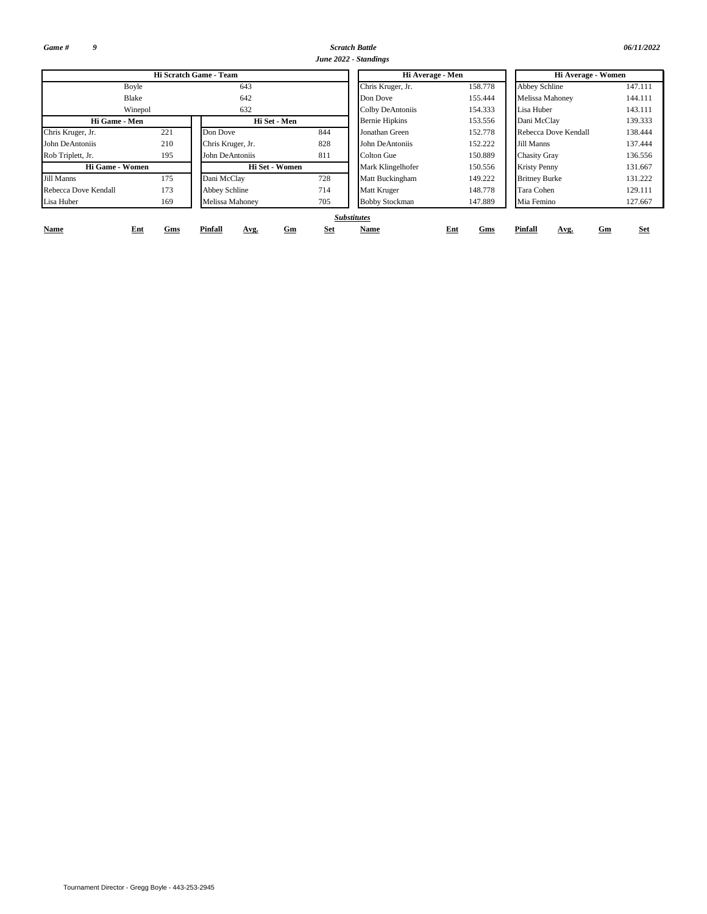*Game #* *9*

***Scratch Battle***

***June 2022 - Standings***

*06/11/2022*

| Hi Scratch Game - Team | |
|---|---|
| Boyle | 643 |
| Blake | 642 |
| Winepol | 632 |

| Hi Game - Men | |
|---|---|
| Chris Kruger, Jr. | 221 |
| John DeAntoniis | 210 |
| Rob Triplett, Jr. | 195 |

| Hi Set - Men | |
|---|---|
| Don Dove | 844 |
| Chris Kruger, Jr. | 828 |
| John DeAntoniis | 811 |

| Hi Game - Women | |
|---|---|
| Jill Manns | 175 |
| Rebecca Dove Kendall | 173 |
| Lisa Huber | 169 |

| Hi Set - Women | |
|---|---|
| Dani McClay | 728 |
| Abbey Schline | 714 |
| Melissa Mahoney | 705 |

| Hi Average - Men | |
|---|---|
| Chris Kruger, Jr. | 158.778 |
| Don Dove | 155.444 |
| Colby DeAntoniis | 154.333 |
| Bernie Hipkins | 153.556 |
| Jonathan Green | 152.778 |
| John DeAntoniis | 152.222 |
| Colton Gue | 150.889 |
| Mark Klingelhofer | 150.556 |
| Matt Buckingham | 149.222 |
| Matt Kruger | 148.778 |
| Bobby Stockman | 147.889 |

| Hi Average - Women | |
|---|---|
| Abbey Schline | 147.111 |
| Melissa Mahoney | 144.111 |
| Lisa Huber | 143.111 |
| Dani McClay | 139.333 |
| Rebecca Dove Kendall | 138.444 |
| Jill Manns | 137.444 |
| Chasity Gray | 136.556 |
| Kristy Penny | 131.667 |
| Britney Burke | 131.222 |
| Tara Cohen | 129.111 |
| Mia Femino | 127.667 |

***Substitutes***

| Name | Ent | Gms | Pinfall | Avg. | Gm | Set | Name | Ent | Gms | Pinfall | Avg. | Gm | Set |
|---|---|---|---|---|---|---|---|---|---|---|---|---|---|

Tournament Director - Gregg Boyle - 443-253-2945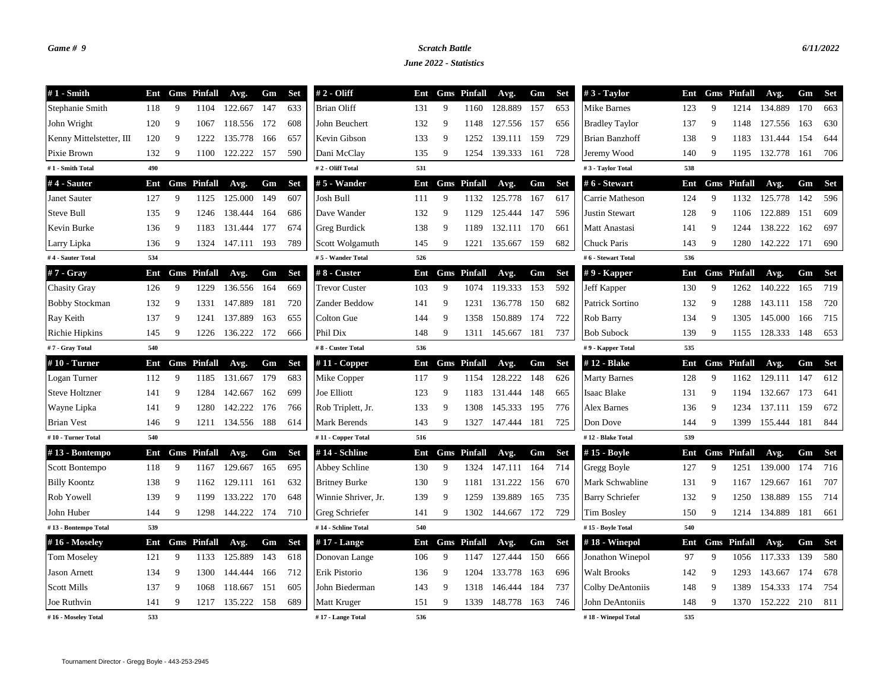*Game # 9*

## *Scratch Battle*

### *June 2022 - Statistics*

*6/11/2022*

| # 1 - Smith | Ent | Gms | Pinfall | Avg. | Gm | Set |
|---|---|---|---|---|---|---|
| Stephanie Smith | 118 | 9 | 1104 | 122.667 | 147 | 633 |
| John Wright | 120 | 9 | 1067 | 118.556 | 172 | 608 |
| Kenny Mittelstetter, III | 120 | 9 | 1222 | 135.778 | 166 | 657 |
| Pixie Brown | 132 | 9 | 1100 | 122.222 | 157 | 590 |
| # 1 - Smith Total | 490 | | | | | |

| # 2 - Oliff | Ent | Gms | Pinfall | Avg. | Gm | Set |
|---|---|---|---|---|---|---|
| Brian Oliff | 131 | 9 | 1160 | 128.889 | 157 | 653 |
| John Beuchert | 132 | 9 | 1148 | 127.556 | 157 | 656 |
| Kevin Gibson | 133 | 9 | 1252 | 139.111 | 159 | 729 |
| Dani McClay | 135 | 9 | 1254 | 139.333 | 161 | 728 |
| # 2 - Oliff Total | 531 | | | | | |

| # 3 - Taylor | Ent | Gms | Pinfall | Avg. | Gm | Set |
|---|---|---|---|---|---|---|
| Mike Barnes | 123 | 9 | 1214 | 134.889 | 170 | 663 |
| Bradley Taylor | 137 | 9 | 1148 | 127.556 | 163 | 630 |
| Brian Banzhoff | 138 | 9 | 1183 | 131.444 | 154 | 644 |
| Jeremy Wood | 140 | 9 | 1195 | 132.778 | 161 | 706 |
| # 3 - Taylor Total | 538 | | | | | |

| # 4 - Sauter | Ent | Gms | Pinfall | Avg. | Gm | Set |
|---|---|---|---|---|---|---|
| Janet Sauter | 127 | 9 | 1125 | 125.000 | 149 | 607 |
| Steve Bull | 135 | 9 | 1246 | 138.444 | 164 | 686 |
| Kevin Burke | 136 | 9 | 1183 | 131.444 | 177 | 674 |
| Larry Lipka | 136 | 9 | 1324 | 147.111 | 193 | 789 |
| # 4 - Sauter Total | 534 | | | | | |

| # 5 - Wander | Ent | Gms | Pinfall | Avg. | Gm | Set |
|---|---|---|---|---|---|---|
| Josh Bull | 111 | 9 | 1132 | 125.778 | 167 | 617 |
| Dave Wander | 132 | 9 | 1129 | 125.444 | 147 | 596 |
| Greg Burdick | 138 | 9 | 1189 | 132.111 | 170 | 661 |
| Scott Wolgamuth | 145 | 9 | 1221 | 135.667 | 159 | 682 |
| # 5 - Wander Total | 526 | | | | | |

| # 6 - Stewart | Ent | Gms | Pinfall | Avg. | Gm | Set |
|---|---|---|---|---|---|---|
| Carrie Matheson | 124 | 9 | 1132 | 125.778 | 142 | 596 |
| Justin Stewart | 128 | 9 | 1106 | 122.889 | 151 | 609 |
| Matt Anastasi | 141 | 9 | 1244 | 138.222 | 162 | 697 |
| Chuck Paris | 143 | 9 | 1280 | 142.222 | 171 | 690 |
| # 6 - Stewart Total | 536 | | | | | |

| # 7 - Gray | Ent | Gms | Pinfall | Avg. | Gm | Set |
|---|---|---|---|---|---|---|
| Chasity Gray | 126 | 9 | 1229 | 136.556 | 164 | 669 |
| Bobby Stockman | 132 | 9 | 1331 | 147.889 | 181 | 720 |
| Ray Keith | 137 | 9 | 1241 | 137.889 | 163 | 655 |
| Richie Hipkins | 145 | 9 | 1226 | 136.222 | 172 | 666 |
| # 7 - Gray Total | 540 | | | | | |

| # 8 - Custer | Ent | Gms | Pinfall | Avg. | Gm | Set |
|---|---|---|---|---|---|---|
| Trevor Custer | 103 | 9 | 1074 | 119.333 | 153 | 592 |
| Zander Beddow | 141 | 9 | 1231 | 136.778 | 150 | 682 |
| Colton Gue | 144 | 9 | 1358 | 150.889 | 174 | 722 |
| Phil Dix | 148 | 9 | 1311 | 145.667 | 181 | 737 |
| # 8 - Custer Total | 536 | | | | | |

| # 9 - Kapper | Ent | Gms | Pinfall | Avg. | Gm | Set |
|---|---|---|---|---|---|---|
| Jeff Kapper | 130 | 9 | 1262 | 140.222 | 165 | 719 |
| Patrick Sortino | 132 | 9 | 1288 | 143.111 | 158 | 720 |
| Rob Barry | 134 | 9 | 1305 | 145.000 | 166 | 715 |
| Bob Subock | 139 | 9 | 1155 | 128.333 | 148 | 653 |
| # 9 - Kapper Total | 535 | | | | | |

| # 10 - Turner | Ent | Gms | Pinfall | Avg. | Gm | Set |
|---|---|---|---|---|---|---|
| Logan Turner | 112 | 9 | 1185 | 131.667 | 179 | 683 |
| Steve Holtzner | 141 | 9 | 1284 | 142.667 | 162 | 699 |
| Wayne Lipka | 141 | 9 | 1280 | 142.222 | 176 | 766 |
| Brian Vest | 146 | 9 | 1211 | 134.556 | 188 | 614 |
| # 10 - Turner Total | 540 | | | | | |

| # 11 - Copper | Ent | Gms | Pinfall | Avg. | Gm | Set |
|---|---|---|---|---|---|---|
| Mike Copper | 117 | 9 | 1154 | 128.222 | 148 | 626 |
| Joe Elliott | 123 | 9 | 1183 | 131.444 | 148 | 665 |
| Rob Triplett, Jr. | 133 | 9 | 1308 | 145.333 | 195 | 776 |
| Mark Berends | 143 | 9 | 1327 | 147.444 | 181 | 725 |
| # 11 - Copper Total | 516 | | | | | |

| # 12 - Blake | Ent | Gms | Pinfall | Avg. | Gm | Set |
|---|---|---|---|---|---|---|
| Marty Barnes | 128 | 9 | 1162 | 129.111 | 147 | 612 |
| Isaac Blake | 131 | 9 | 1194 | 132.667 | 173 | 641 |
| Alex Barnes | 136 | 9 | 1234 | 137.111 | 159 | 672 |
| Don Dove | 144 | 9 | 1399 | 155.444 | 181 | 844 |
| # 12 - Blake Total | 539 | | | | | |

| # 13 - Bontempo | Ent | Gms | Pinfall | Avg. | Gm | Set |
|---|---|---|---|---|---|---|
| Scott Bontempo | 118 | 9 | 1167 | 129.667 | 165 | 695 |
| Billy Koontz | 138 | 9 | 1162 | 129.111 | 161 | 632 |
| Rob Yowell | 139 | 9 | 1199 | 133.222 | 170 | 648 |
| John Huber | 144 | 9 | 1298 | 144.222 | 174 | 710 |
| # 13 - Bontempo Total | 539 | | | | | |

| # 14 - Schline | Ent | Gms | Pinfall | Avg. | Gm | Set |
|---|---|---|---|---|---|---|
| Abbey Schline | 130 | 9 | 1324 | 147.111 | 164 | 714 |
| Britney Burke | 130 | 9 | 1181 | 131.222 | 156 | 670 |
| Winnie Shriver, Jr. | 139 | 9 | 1259 | 139.889 | 165 | 735 |
| Greg Schriefer | 141 | 9 | 1302 | 144.667 | 172 | 729 |
| # 14 - Schline Total | 540 | | | | | |

| # 15 - Boyle | Ent | Gms | Pinfall | Avg. | Gm | Set |
|---|---|---|---|---|---|---|
| Gregg Boyle | 127 | 9 | 1251 | 139.000 | 174 | 716 |
| Mark Schwabline | 131 | 9 | 1167 | 129.667 | 161 | 707 |
| Barry Schriefer | 132 | 9 | 1250 | 138.889 | 155 | 714 |
| Tim Bosley | 150 | 9 | 1214 | 134.889 | 181 | 661 |
| # 15 - Boyle Total | 540 | | | | | |

| # 16 - Moseley | Ent | Gms | Pinfall | Avg. | Gm | Set |
|---|---|---|---|---|---|---|
| Tom Moseley | 121 | 9 | 1133 | 125.889 | 143 | 618 |
| Jason Arnett | 134 | 9 | 1300 | 144.444 | 166 | 712 |
| Scott Mills | 137 | 9 | 1068 | 118.667 | 151 | 605 |
| Joe Ruthvin | 141 | 9 | 1217 | 135.222 | 158 | 689 |
| # 16 - Moseley Total | 533 | | | | | |

| # 17 - Lange | Ent | Gms | Pinfall | Avg. | Gm | Set |
|---|---|---|---|---|---|---|
| Donovan Lange | 106 | 9 | 1147 | 127.444 | 150 | 666 |
| Erik Pistorio | 136 | 9 | 1204 | 133.778 | 163 | 696 |
| John Biederman | 143 | 9 | 1318 | 146.444 | 184 | 737 |
| Matt Kruger | 151 | 9 | 1339 | 148.778 | 163 | 746 |
| # 17 - Lange Total | 536 | | | | | |

| # 18 - Winepol | Ent | Gms | Pinfall | Avg. | Gm | Set |
|---|---|---|---|---|---|---|
| Jonathon Winepol | 97 | 9 | 1056 | 117.333 | 139 | 580 |
| Walt Brooks | 142 | 9 | 1293 | 143.667 | 174 | 678 |
| Colby DeAntoniis | 148 | 9 | 1389 | 154.333 | 174 | 754 |
| John DeAntoniis | 148 | 9 | 1370 | 152.222 | 210 | 811 |
| # 18 - Winepol Total | 535 | | | | | |

Tournament Director - Gregg Boyle - 443-253-2945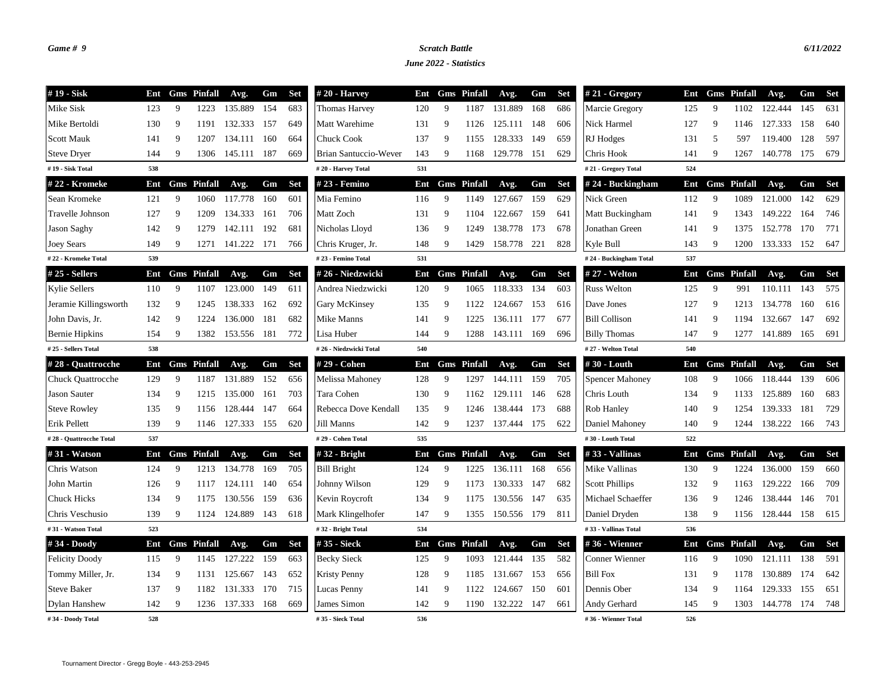*Game # 9*

## *Scratch Battle*

### *June 2022 - Statistics*

*6/11/2022*

| # 19 - Sisk | Ent | Gms | Pinfall | Avg. | Gm | Set |
|---|---|---|---|---|---|---|
| Mike Sisk | 123 | 9 | 1223 | 135.889 | 154 | 683 |
| Mike Bertoldi | 130 | 9 | 1191 | 132.333 | 157 | 649 |
| Scott Mauk | 141 | 9 | 1207 | 134.111 | 160 | 664 |
| Steve Dryer | 144 | 9 | 1306 | 145.111 | 187 | 669 |
| # 19 - Sisk Total | 538 | | | | | |

| # 20 - Harvey | Ent | Gms | Pinfall | Avg. | Gm | Set |
|---|---|---|---|---|---|---|
| Thomas Harvey | 120 | 9 | 1187 | 131.889 | 168 | 686 |
| Matt Warehime | 131 | 9 | 1126 | 125.111 | 148 | 606 |
| Chuck Cook | 137 | 9 | 1155 | 128.333 | 149 | 659 |
| Brian Santuccio-Wever | 143 | 9 | 1168 | 129.778 | 151 | 629 |
| # 20 - Harvey Total | 531 | | | | | |

| # 21 - Gregory | Ent | Gms | Pinfall | Avg. | Gm | Set |
|---|---|---|---|---|---|---|
| Marcie Gregory | 125 | 9 | 1102 | 122.444 | 145 | 631 |
| Nick Harmel | 127 | 9 | 1146 | 127.333 | 158 | 640 |
| RJ Hodges | 131 | 5 | 597 | 119.400 | 128 | 597 |
| Chris Hook | 141 | 9 | 1267 | 140.778 | 175 | 679 |
| # 21 - Gregory Total | 524 | | | | | |

| # 22 - Kromeke | Ent | Gms | Pinfall | Avg. | Gm | Set |
|---|---|---|---|---|---|---|
| Sean Kromeke | 121 | 9 | 1060 | 117.778 | 160 | 601 |
| Travelle Johnson | 127 | 9 | 1209 | 134.333 | 161 | 706 |
| Jason Saghy | 142 | 9 | 1279 | 142.111 | 192 | 681 |
| Joey Sears | 149 | 9 | 1271 | 141.222 | 171 | 766 |
| # 22 - Kromeke Total | 539 | | | | | |

| # 23 - Femino | Ent | Gms | Pinfall | Avg. | Gm | Set |
|---|---|---|---|---|---|---|
| Mia Femino | 116 | 9 | 1149 | 127.667 | 159 | 629 |
| Matt Zoch | 131 | 9 | 1104 | 122.667 | 159 | 641 |
| Nicholas Lloyd | 136 | 9 | 1249 | 138.778 | 173 | 678 |
| Chris Kruger, Jr. | 148 | 9 | 1429 | 158.778 | 221 | 828 |
| # 23 - Femino Total | 531 | | | | | |

| # 24 - Buckingham | Ent | Gms | Pinfall | Avg. | Gm | Set |
|---|---|---|---|---|---|---|
| Nick Green | 112 | 9 | 1089 | 121.000 | 142 | 629 |
| Matt Buckingham | 141 | 9 | 1343 | 149.222 | 164 | 746 |
| Jonathan Green | 141 | 9 | 1375 | 152.778 | 170 | 771 |
| Kyle Bull | 143 | 9 | 1200 | 133.333 | 152 | 647 |
| # 24 - Buckingham Total | 537 | | | | | |

| # 25 - Sellers | Ent | Gms | Pinfall | Avg. | Gm | Set |
|---|---|---|---|---|---|---|
| Kylie Sellers | 110 | 9 | 1107 | 123.000 | 149 | 611 |
| Jeramie Killingsworth | 132 | 9 | 1245 | 138.333 | 162 | 692 |
| John Davis, Jr. | 142 | 9 | 1224 | 136.000 | 181 | 682 |
| Bernie Hipkins | 154 | 9 | 1382 | 153.556 | 181 | 772 |
| # 25 - Sellers Total | 538 | | | | | |

| # 26 - Niedzwicki | Ent | Gms | Pinfall | Avg. | Gm | Set |
|---|---|---|---|---|---|---|
| Andrea Niedzwicki | 120 | 9 | 1065 | 118.333 | 134 | 603 |
| Gary McKinsey | 135 | 9 | 1122 | 124.667 | 153 | 616 |
| Mike Manns | 141 | 9 | 1225 | 136.111 | 177 | 677 |
| Lisa Huber | 144 | 9 | 1288 | 143.111 | 169 | 696 |
| # 26 - Niedzwicki Total | 540 | | | | | |

| # 27 - Welton | Ent | Gms | Pinfall | Avg. | Gm | Set |
|---|---|---|---|---|---|---|
| Russ Welton | 125 | 9 | 991 | 110.111 | 143 | 575 |
| Dave Jones | 127 | 9 | 1213 | 134.778 | 160 | 616 |
| Bill Collison | 141 | 9 | 1194 | 132.667 | 147 | 692 |
| Billy Thomas | 147 | 9 | 1277 | 141.889 | 165 | 691 |
| # 27 - Welton Total | 540 | | | | | |

| # 28 - Quattrocche | Ent | Gms | Pinfall | Avg. | Gm | Set |
|---|---|---|---|---|---|---|
| Chuck Quattrocche | 129 | 9 | 1187 | 131.889 | 152 | 656 |
| Jason Sauter | 134 | 9 | 1215 | 135.000 | 161 | 703 |
| Steve Rowley | 135 | 9 | 1156 | 128.444 | 147 | 664 |
| Erik Pellett | 139 | 9 | 1146 | 127.333 | 155 | 620 |
| # 28 - Quattrocche Total | 537 | | | | | |

| # 29 - Cohen | Ent | Gms | Pinfall | Avg. | Gm | Set |
|---|---|---|---|---|---|---|
| Melissa Mahoney | 128 | 9 | 1297 | 144.111 | 159 | 705 |
| Tara Cohen | 130 | 9 | 1162 | 129.111 | 146 | 628 |
| Rebecca Dove Kendall | 135 | 9 | 1246 | 138.444 | 173 | 688 |
| Jill Manns | 142 | 9 | 1237 | 137.444 | 175 | 622 |
| # 29 - Cohen Total | 535 | | | | | |

| # 30 - Louth | Ent | Gms | Pinfall | Avg. | Gm | Set |
|---|---|---|---|---|---|---|
| Spencer Mahoney | 108 | 9 | 1066 | 118.444 | 139 | 606 |
| Chris Louth | 134 | 9 | 1133 | 125.889 | 160 | 683 |
| Rob Hanley | 140 | 9 | 1254 | 139.333 | 181 | 729 |
| Daniel Mahoney | 140 | 9 | 1244 | 138.222 | 166 | 743 |
| # 30 - Louth Total | 522 | | | | | |

| # 31 - Watson | Ent | Gms | Pinfall | Avg. | Gm | Set |
|---|---|---|---|---|---|---|
| Chris Watson | 124 | 9 | 1213 | 134.778 | 169 | 705 |
| John Martin | 126 | 9 | 1117 | 124.111 | 140 | 654 |
| Chuck Hicks | 134 | 9 | 1175 | 130.556 | 159 | 636 |
| Chris Veschusio | 139 | 9 | 1124 | 124.889 | 143 | 618 |
| # 31 - Watson Total | 523 | | | | | |

| # 32 - Bright | Ent | Gms | Pinfall | Avg. | Gm | Set |
|---|---|---|---|---|---|---|
| Bill Bright | 124 | 9 | 1225 | 136.111 | 168 | 656 |
| Johnny Wilson | 129 | 9 | 1173 | 130.333 | 147 | 682 |
| Kevin Roycroft | 134 | 9 | 1175 | 130.556 | 147 | 635 |
| Mark Klingelhofer | 147 | 9 | 1355 | 150.556 | 179 | 811 |
| # 32 - Bright Total | 534 | | | | | |

| # 33 - Vallinas | Ent | Gms | Pinfall | Avg. | Gm | Set |
|---|---|---|---|---|---|---|
| Mike Vallinas | 130 | 9 | 1224 | 136.000 | 159 | 660 |
| Scott Phillips | 132 | 9 | 1163 | 129.222 | 166 | 709 |
| Michael Schaeffer | 136 | 9 | 1246 | 138.444 | 146 | 701 |
| Daniel Dryden | 138 | 9 | 1156 | 128.444 | 158 | 615 |
| # 33 - Vallinas Total | 536 | | | | | |

| # 34 - Doody | Ent | Gms | Pinfall | Avg. | Gm | Set |
|---|---|---|---|---|---|---|
| Felicity Doody | 115 | 9 | 1145 | 127.222 | 159 | 663 |
| Tommy Miller, Jr. | 134 | 9 | 1131 | 125.667 | 143 | 652 |
| Steve Baker | 137 | 9 | 1182 | 131.333 | 170 | 715 |
| Dylan Hanshew | 142 | 9 | 1236 | 137.333 | 168 | 669 |
| # 34 - Doody Total | 528 | | | | | |

| # 35 - Sieck | Ent | Gms | Pinfall | Avg. | Gm | Set |
|---|---|---|---|---|---|---|
| Becky Sieck | 125 | 9 | 1093 | 121.444 | 135 | 582 |
| Kristy Penny | 128 | 9 | 1185 | 131.667 | 153 | 656 |
| Lucas Penny | 141 | 9 | 1122 | 124.667 | 150 | 601 |
| James Simon | 142 | 9 | 1190 | 132.222 | 147 | 661 |
| # 35 - Sieck Total | 536 | | | | | |

| # 36 - Wienner | Ent | Gms | Pinfall | Avg. | Gm | Set |
|---|---|---|---|---|---|---|
| Conner Wienner | 116 | 9 | 1090 | 121.111 | 138 | 591 |
| Bill Fox | 131 | 9 | 1178 | 130.889 | 174 | 642 |
| Dennis Ober | 134 | 9 | 1164 | 129.333 | 155 | 651 |
| Andy Gerhard | 145 | 9 | 1303 | 144.778 | 174 | 748 |
| # 36 - Wienner Total | 526 | | | | | |

Tournament Director - Gregg Boyle - 443-253-2945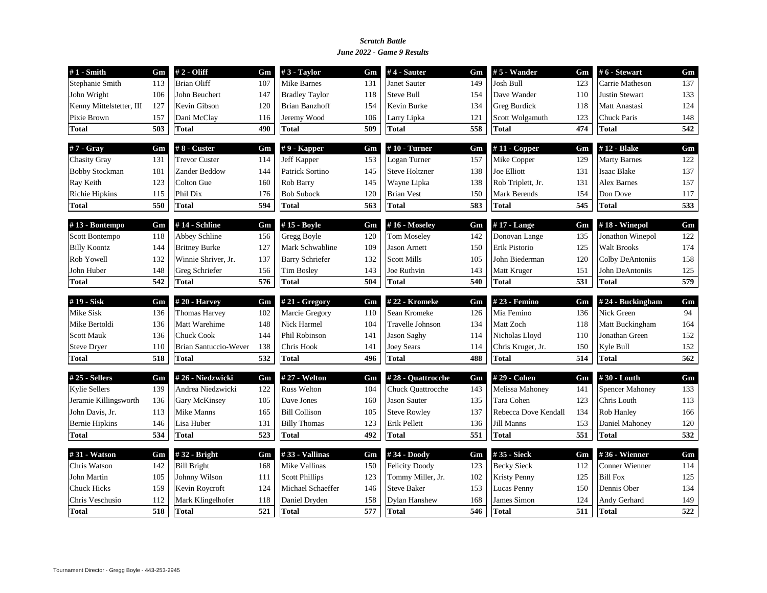***Scratch Battle***

***June 2022 - Game 9 Results***

| # 1 - Smith | Gm |
|---|---|
| Stephanie Smith | 113 |
| John Wright | 106 |
| Kenny Mittelstetter, III | 127 |
| Pixie Brown | 157 |
| **Total** | **503** |

| # 2 - Oliff | Gm |
|---|---|
| Brian Oliff | 107 |
| John Beuchert | 147 |
| Kevin Gibson | 120 |
| Dani McClay | 116 |
| **Total** | **490** |

| # 3 - Taylor | Gm |
|---|---|
| Mike Barnes | 131 |
| Bradley Taylor | 118 |
| Brian Banzhoff | 154 |
| Jeremy Wood | 106 |
| **Total** | **509** |

| # 4 - Sauter | Gm |
|---|---|
| Janet Sauter | 149 |
| Steve Bull | 154 |
| Kevin Burke | 134 |
| Larry Lipka | 121 |
| **Total** | **558** |

| # 5 - Wander | Gm |
|---|---|
| Josh Bull | 123 |
| Dave Wander | 110 |
| Greg Burdick | 118 |
| Scott Wolgamuth | 123 |
| **Total** | **474** |

| # 6 - Stewart | Gm |
|---|---|
| Carrie Matheson | 137 |
| Justin Stewart | 133 |
| Matt Anastasi | 124 |
| Chuck Paris | 148 |
| **Total** | **542** |

| # 7 - Gray | Gm |
|---|---|
| Chasity Gray | 131 |
| Bobby Stockman | 181 |
| Ray Keith | 123 |
| Richie Hipkins | 115 |
| **Total** | **550** |

| # 8 - Custer | Gm |
|---|---|
| Trevor Custer | 114 |
| Zander Beddow | 144 |
| Colton Gue | 160 |
| Phil Dix | 176 |
| **Total** | **594** |

| # 9 - Kapper | Gm |
|---|---|
| Jeff Kapper | 153 |
| Patrick Sortino | 145 |
| Rob Barry | 145 |
| Bob Subock | 120 |
| **Total** | **563** |

| # 10 - Turner | Gm |
|---|---|
| Logan Turner | 157 |
| Steve Holtzner | 138 |
| Wayne Lipka | 138 |
| Brian Vest | 150 |
| **Total** | **583** |

| # 11 - Copper | Gm |
|---|---|
| Mike Copper | 129 |
| Joe Elliott | 131 |
| Rob Triplett, Jr. | 131 |
| Mark Berends | 154 |
| **Total** | **545** |

| # 12 - Blake | Gm |
|---|---|
| Marty Barnes | 122 |
| Isaac Blake | 137 |
| Alex Barnes | 157 |
| Don Dove | 117 |
| **Total** | **533** |

| # 13 - Bontempo | Gm |
|---|---|
| Scott Bontempo | 118 |
| Billy Koontz | 144 |
| Rob Yowell | 132 |
| John Huber | 148 |
| **Total** | **542** |

| # 14 - Schline | Gm |
|---|---|
| Abbey Schline | 156 |
| Britney Burke | 127 |
| Winnie Shriver, Jr. | 137 |
| Greg Schriefer | 156 |
| **Total** | **576** |

| # 15 - Boyle | Gm |
|---|---|
| Gregg Boyle | 120 |
| Mark Schwabline | 109 |
| Barry Schriefer | 132 |
| Tim Bosley | 143 |
| **Total** | **504** |

| # 16 - Moseley | Gm |
|---|---|
| Tom Moseley | 142 |
| Jason Arnett | 150 |
| Scott Mills | 105 |
| Joe Ruthvin | 143 |
| **Total** | **540** |

| # 17 - Lange | Gm |
|---|---|
| Donovan Lange | 135 |
| Erik Pistorio | 125 |
| John Biederman | 120 |
| Matt Kruger | 151 |
| **Total** | **531** |

| # 18 - Winepol | Gm |
|---|---|
| Jonathon Winepol | 122 |
| Walt Brooks | 174 |
| Colby DeAntoniis | 158 |
| John DeAntoniis | 125 |
| **Total** | **579** |

| # 19 - Sisk | Gm |
|---|---|
| Mike Sisk | 136 |
| Mike Bertoldi | 136 |
| Scott Mauk | 136 |
| Steve Dryer | 110 |
| **Total** | **518** |

| # 20 - Harvey | Gm |
|---|---|
| Thomas Harvey | 102 |
| Matt Warehime | 148 |
| Chuck Cook | 144 |
| Brian Santuccio-Wever | 138 |
| **Total** | **532** |

| # 21 - Gregory | Gm |
|---|---|
| Marcie Gregory | 110 |
| Nick Harmel | 104 |
| Phil Robinson | 141 |
| Chris Hook | 141 |
| **Total** | **496** |

| # 22 - Kromeke | Gm |
|---|---|
| Sean Kromeke | 126 |
| Travelle Johnson | 134 |
| Jason Saghy | 114 |
| Joey Sears | 114 |
| **Total** | **488** |

| # 23 - Femino | Gm |
|---|---|
| Mia Femino | 136 |
| Matt Zoch | 118 |
| Nicholas Lloyd | 110 |
| Chris Kruger, Jr. | 150 |
| **Total** | **514** |

| # 24 - Buckingham | Gm |
|---|---|
| Nick Green | 94 |
| Matt Buckingham | 164 |
| Jonathan Green | 152 |
| Kyle Bull | 152 |
| **Total** | **562** |

| # 25 - Sellers | Gm |
|---|---|
| Kylie Sellers | 139 |
| Jeramie Killingsworth | 136 |
| John Davis, Jr. | 113 |
| Bernie Hipkins | 146 |
| **Total** | **534** |

| # 26 - Niedzwicki | Gm |
|---|---|
| Andrea Niedzwicki | 122 |
| Gary McKinsey | 105 |
| Mike Manns | 165 |
| Lisa Huber | 131 |
| **Total** | **523** |

| # 27 - Welton | Gm |
|---|---|
| Russ Welton | 104 |
| Dave Jones | 160 |
| Bill Collison | 105 |
| Billy Thomas | 123 |
| **Total** | **492** |

| # 28 - Quattrocche | Gm |
|---|---|
| Chuck Quattrocche | 143 |
| Jason Sauter | 135 |
| Steve Rowley | 137 |
| Erik Pellett | 136 |
| **Total** | **551** |

| # 29 - Cohen | Gm |
|---|---|
| Melissa Mahoney | 141 |
| Tara Cohen | 123 |
| Rebecca Dove Kendall | 134 |
| Jill Manns | 153 |
| **Total** | **551** |

| # 30 - Louth | Gm |
|---|---|
| Spencer Mahoney | 133 |
| Chris Louth | 113 |
| Rob Hanley | 166 |
| Daniel Mahoney | 120 |
| **Total** | **532** |

| # 31 - Watson | Gm |
|---|---|
| Chris Watson | 142 |
| John Martin | 105 |
| Chuck Hicks | 159 |
| Chris Veschusio | 112 |
| **Total** | **518** |

| # 32 - Bright | Gm |
|---|---|
| Bill Bright | 168 |
| Johnny Wilson | 111 |
| Kevin Roycroft | 124 |
| Mark Klingelhofer | 118 |
| **Total** | **521** |

| # 33 - Vallinas | Gm |
|---|---|
| Mike Vallinas | 150 |
| Scott Phillips | 123 |
| Michael Schaeffer | 146 |
| Daniel Dryden | 158 |
| **Total** | **577** |

| # 34 - Doody | Gm |
|---|---|
| Felicity Doody | 123 |
| Tommy Miller, Jr. | 102 |
| Steve Baker | 153 |
| Dylan Hanshew | 168 |
| **Total** | **546** |

| # 35 - Sieck | Gm |
|---|---|
| Becky Sieck | 112 |
| Kristy Penny | 125 |
| Lucas Penny | 150 |
| James Simon | 124 |
| **Total** | **511** |

| # 36 - Wienner | Gm |
|---|---|
| Conner Wienner | 114 |
| Bill Fox | 125 |
| Dennis Ober | 134 |
| Andy Gerhard | 149 |
| **Total** | **522** |

Tournament Director - Gregg Boyle - 443-253-2945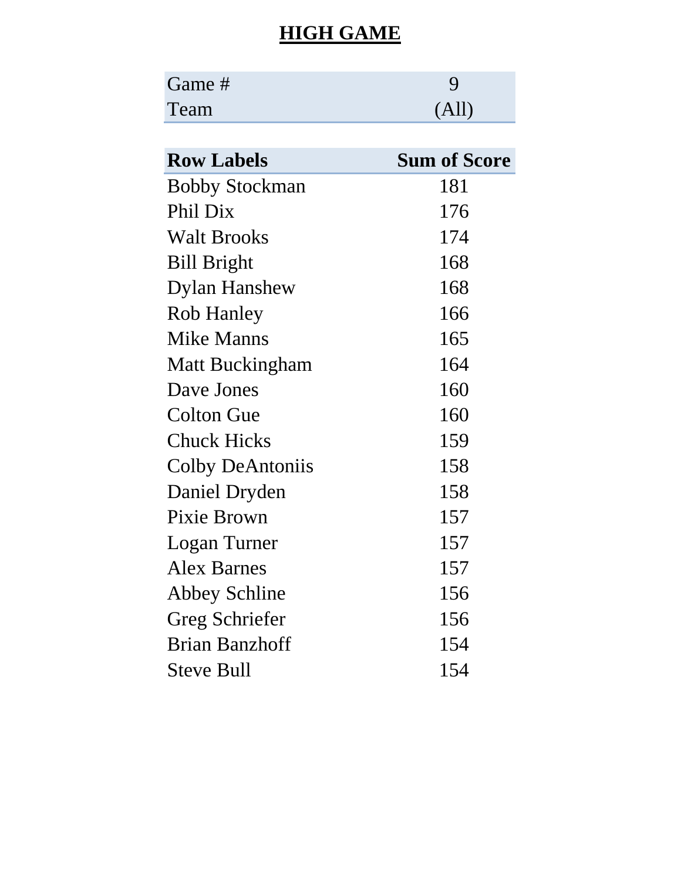# HIGH GAME

| | |
|---|---|
| Game # | 9 |
| Team | (All) |

| Row Labels | Sum of Score |
|---|---|
| Bobby Stockman | 181 |
| Phil Dix | 176 |
| Walt Brooks | 174 |
| Bill Bright | 168 |
| Dylan Hanshew | 168 |
| Rob Hanley | 166 |
| Mike Manns | 165 |
| Matt Buckingham | 164 |
| Dave Jones | 160 |
| Colton Gue | 160 |
| Chuck Hicks | 159 |
| Colby DeAntoniis | 158 |
| Daniel Dryden | 158 |
| Pixie Brown | 157 |
| Logan Turner | 157 |
| Alex Barnes | 157 |
| Abbey Schline | 156 |
| Greg Schriefer | 156 |
| Brian Banzhoff | 154 |
| Steve Bull | 154 |